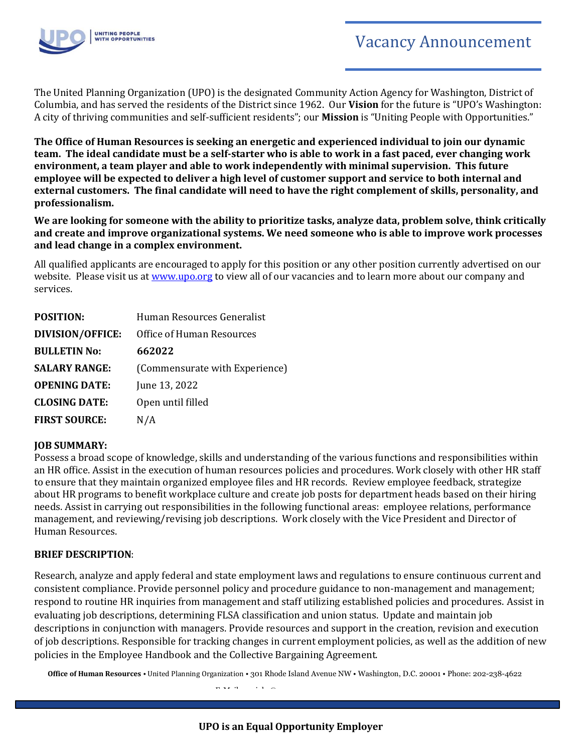# Vacancy Announcement

The United Planning Organization (UPO) is the designated Community Action Agency for Washington, District of Columbia, and has served the residents of the District since 1962. Our **Vision** for the future is "UPO's Washington: A city of thriving communities and self-sufficient residents"; our **Mission** is "Uniting People with Opportunities."

**The Office of Human Resources is seeking an energetic and experienced individual to join our dynamic team. The ideal candidate must be a self-starter who is able to work in a fast paced, ever changing work environment, a team player and able to work independently with minimal supervision. This future employee will be expected to deliver a high level of customer support and service to both internal and external customers. The final candidate will need to have the right complement of skills, personality, and professionalism.**

**We are looking for someone with the ability to prioritize tasks, analyze data, problem solve, think critically and create and improve organizational systems. We need someone who is able to improve work processes and lead change in a complex environment.**

All qualified applicants are encouraged to apply for this position or any other position currently advertised on our website. Please visit us at www.upo.org to view all of our vacancies and to learn more about our company and services.

| | |
|---|---|
| **POSITION:** | Human Resources Generalist |
| **DIVISION/OFFICE:** | Office of Human Resources |
| **BULLETIN No:** | **662022** |
| **SALARY RANGE:** | (Commensurate with Experience) |
| **OPENING DATE:** | June 13, 2022 |
| **CLOSING DATE:** | Open until filled |
| **FIRST SOURCE:** | N/A |

**JOB SUMMARY:**

Possess a broad scope of knowledge, skills and understanding of the various functions and responsibilities within an HR office. Assist in the execution of human resources policies and procedures. Work closely with other HR staff to ensure that they maintain organized employee files and HR records. Review employee feedback, strategize about HR programs to benefit workplace culture and create job posts for department heads based on their hiring needs. Assist in carrying out responsibilities in the following functional areas: employee relations, performance management, and reviewing/revising job descriptions. Work closely with the Vice President and Director of Human Resources.

**BRIEF DESCRIPTION**:

Research, analyze and apply federal and state employment laws and regulations to ensure continuous current and consistent compliance. Provide personnel policy and procedure guidance to non-management and management; respond to routine HR inquiries from management and staff utilizing established policies and procedures. Assist in evaluating job descriptions, determining FLSA classification and union status. Update and maintain job descriptions in conjunction with managers. Provide resources and support in the creation, revision and execution of job descriptions. Responsible for tracking changes in current employment policies, as well as the addition of new policies in the Employee Handbook and the Collective Bargaining Agreement.

**Office of Human Resources** • United Planning Organization • 301 Rhode Island Avenue NW • Washington, D.C. 20001 • Phone: 202-238-4622

**UPO is an Equal Opportunity Employer**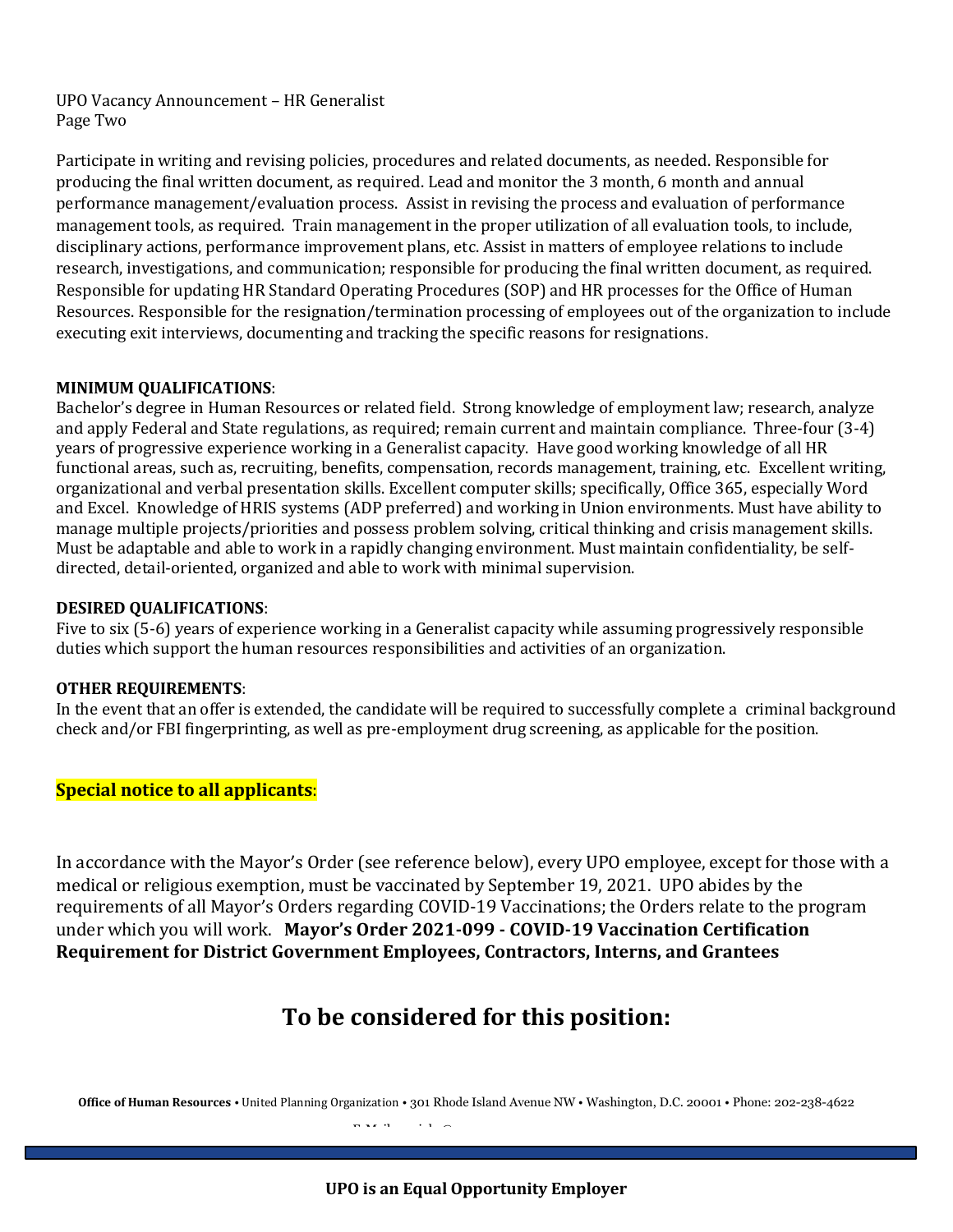Participate in writing and revising policies, procedures and related documents, as needed. Responsible for producing the final written document, as required. Lead and monitor the 3 month, 6 month and annual performance management/evaluation process. Assist in revising the process and evaluation of performance management tools, as required. Train management in the proper utilization of all evaluation tools, to include, disciplinary actions, performance improvement plans, etc. Assist in matters of employee relations to include research, investigations, and communication; responsible for producing the final written document, as required. Responsible for updating HR Standard Operating Procedures (SOP) and HR processes for the Office of Human Resources. Responsible for the resignation/termination processing of employees out of the organization to include executing exit interviews, documenting and tracking the specific reasons for resignations.

**MINIMUM QUALIFICATIONS**:
Bachelor's degree in Human Resources or related field. Strong knowledge of employment law; research, analyze and apply Federal and State regulations, as required; remain current and maintain compliance. Three-four (3-4) years of progressive experience working in a Generalist capacity. Have good working knowledge of all HR functional areas, such as, recruiting, benefits, compensation, records management, training, etc. Excellent writing, organizational and verbal presentation skills. Excellent computer skills; specifically, Office 365, especially Word and Excel. Knowledge of HRIS systems (ADP preferred) and working in Union environments. Must have ability to manage multiple projects/priorities and possess problem solving, critical thinking and crisis management skills. Must be adaptable and able to work in a rapidly changing environment. Must maintain confidentiality, be self-directed, detail-oriented, organized and able to work with minimal supervision.

**DESIRED QUALIFICATIONS**:
Five to six (5-6) years of experience working in a Generalist capacity while assuming progressively responsible duties which support the human resources responsibilities and activities of an organization.

**OTHER REQUIREMENTS**:
In the event that an offer is extended, the candidate will be required to successfully complete a criminal background check and/or FBI fingerprinting, as well as pre-employment drug screening, as applicable for the position.

**Special notice to all applicants**:

In accordance with the Mayor's Order (see reference below), every UPO employee, except for those with a medical or religious exemption, must be vaccinated by September 19, 2021. UPO abides by the requirements of all Mayor's Orders regarding COVID-19 Vaccinations; the Orders relate to the program under which you will work. **Mayor's Order 2021-099 - COVID-19 Vaccination Certification Requirement for District Government Employees, Contractors, Interns, and Grantees**

## To be considered for this position:

**Office of Human Resources** • United Planning Organization • 301 Rhode Island Avenue NW • Washington, D.C. 20001 • Phone: 202-238-4622

**UPO is an Equal Opportunity Employer**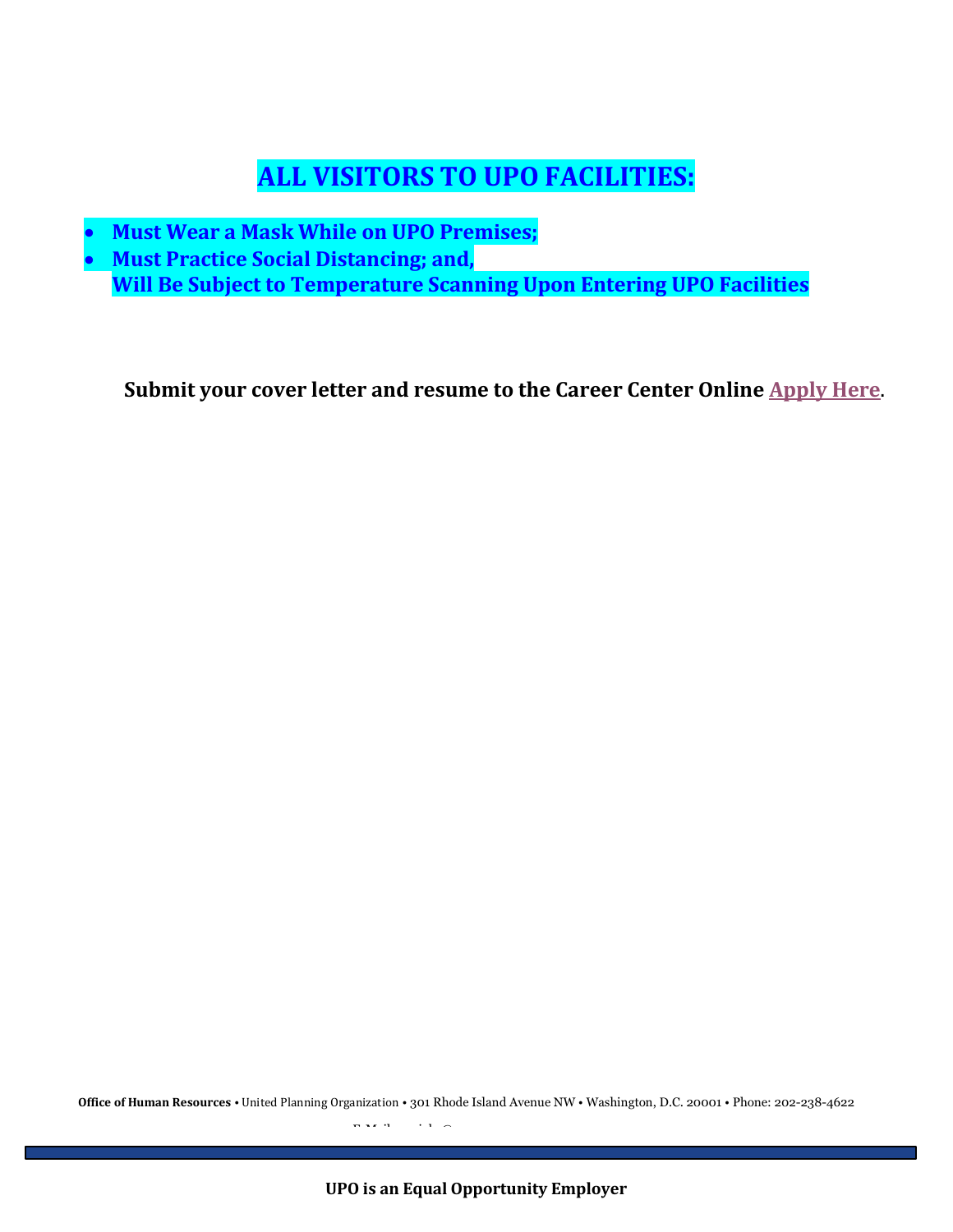## ALL VISITORS TO UPO FACILITIES:

- **Must Wear a Mask While on UPO Premises;**
- **Must Practice Social Distancing; and,**
  **Will Be Subject to Temperature Scanning Upon Entering UPO Facilities**

**Submit your cover letter and resume to the Career Center Online Apply Here.**

**Office of Human Resources** • United Planning Organization • 301 Rhode Island Avenue NW • Washington, D.C. 20001 • Phone: 202-238-4622

**UPO is an Equal Opportunity Employer**